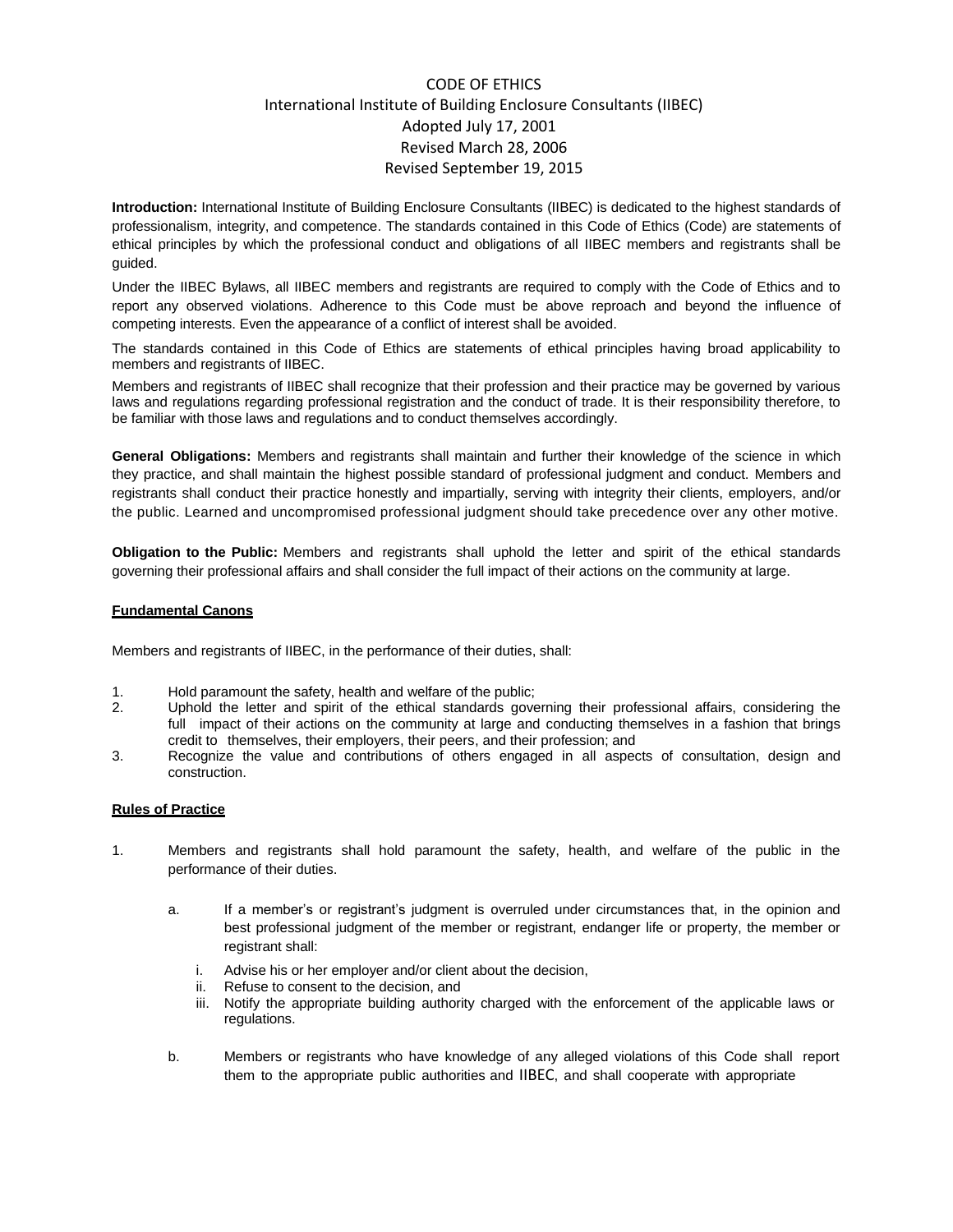# CODE OF ETHICS

International Institute of Building Enclosure Consultants (IIBEC)

Adopted July 17, 2001

Revised March 28, 2006

Revised September 19, 2015

**Introduction:** International Institute of Building Enclosure Consultants (IIBEC) is dedicated to the highest standards of professionalism, integrity, and competence. The standards contained in this Code of Ethics (Code) are statements of ethical principles by which the professional conduct and obligations of all IIBEC members and registrants shall be guided.

Under the IIBEC Bylaws, all IIBEC members and registrants are required to comply with the Code of Ethics and to report any observed violations. Adherence to this Code must be above reproach and beyond the influence of competing interests. Even the appearance of a conflict of interest shall be avoided.

The standards contained in this Code of Ethics are statements of ethical principles having broad applicability to members and registrants of IIBEC.

Members and registrants of IIBEC shall recognize that their profession and their practice may be governed by various laws and regulations regarding professional registration and the conduct of trade. It is their responsibility therefore, to be familiar with those laws and regulations and to conduct themselves accordingly.

**General Obligations:** Members and registrants shall maintain and further their knowledge of the science in which they practice, and shall maintain the highest possible standard of professional judgment and conduct. Members and registrants shall conduct their practice honestly and impartially, serving with integrity their clients, employers, and/or the public. Learned and uncompromised professional judgment should take precedence over any other motive.

**Obligation to the Public:** Members and registrants shall uphold the letter and spirit of the ethical standards governing their professional affairs and shall consider the full impact of their actions on the community at large.

## Fundamental Canons

Members and registrants of IIBEC, in the performance of their duties, shall:

1. Hold paramount the safety, health and welfare of the public;
2. Uphold the letter and spirit of the ethical standards governing their professional affairs, considering the full impact of their actions on the community at large and conducting themselves in a fashion that brings credit to themselves, their employers, their peers, and their profession; and
3. Recognize the value and contributions of others engaged in all aspects of consultation, design and construction.

## Rules of Practice

1. Members and registrants shall hold paramount the safety, health, and welfare of the public in the performance of their duties.

   a. If a member's or registrant's judgment is overruled under circumstances that, in the opinion and best professional judgment of the member or registrant, endanger life or property, the member or registrant shall:

      i. Advise his or her employer and/or client about the decision,
      ii. Refuse to consent to the decision, and
      iii. Notify the appropriate building authority charged with the enforcement of the applicable laws or regulations.

   b. Members or registrants who have knowledge of any alleged violations of this Code shall report them to the appropriate public authorities and IIBEC, and shall cooperate with appropriate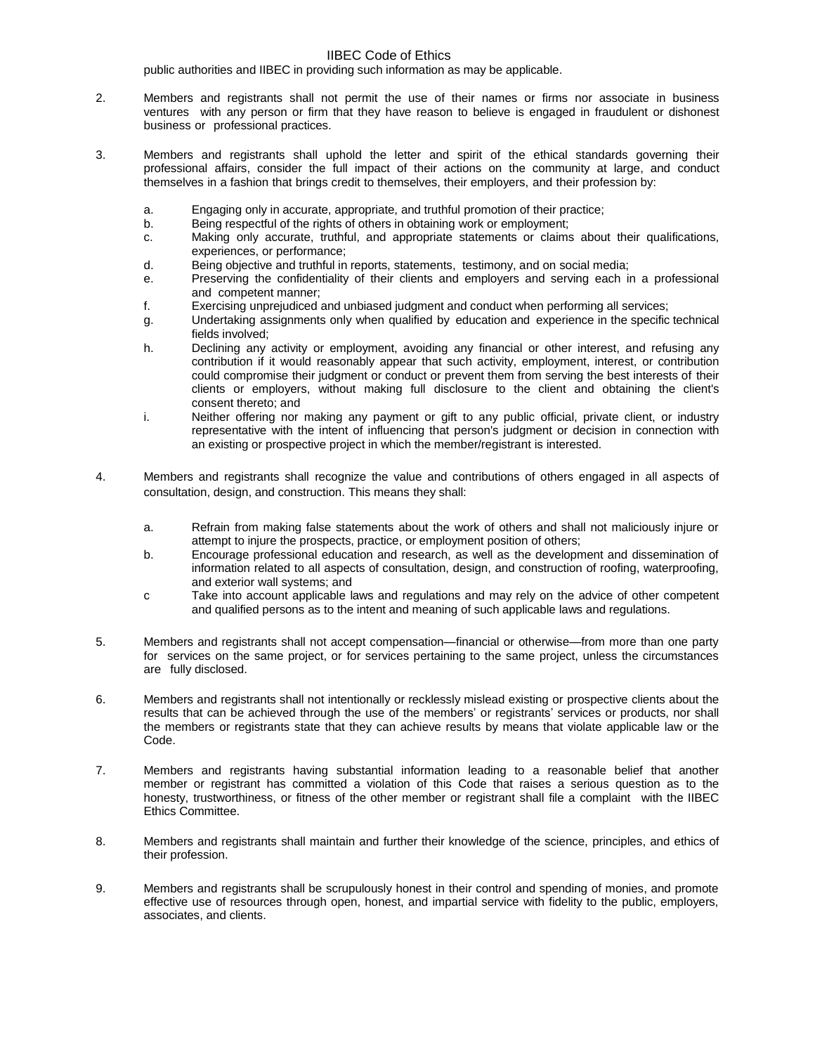public authorities and IIBEC in providing such information as may be applicable.

2. Members and registrants shall not permit the use of their names or firms nor associate in business ventures with any person or firm that they have reason to believe is engaged in fraudulent or dishonest business or professional practices.

3. Members and registrants shall uphold the letter and spirit of the ethical standards governing their professional affairs, consider the full impact of their actions on the community at large, and conduct themselves in a fashion that brings credit to themselves, their employers, and their profession by:

   a. Engaging only in accurate, appropriate, and truthful promotion of their practice;
   b. Being respectful of the rights of others in obtaining work or employment;
   c. Making only accurate, truthful, and appropriate statements or claims about their qualifications, experiences, or performance;
   d. Being objective and truthful in reports, statements, testimony, and on social media;
   e. Preserving the confidentiality of their clients and employers and serving each in a professional and competent manner;
   f. Exercising unprejudiced and unbiased judgment and conduct when performing all services;
   g. Undertaking assignments only when qualified by education and experience in the specific technical fields involved;
   h. Declining any activity or employment, avoiding any financial or other interest, and refusing any contribution if it would reasonably appear that such activity, employment, interest, or contribution could compromise their judgment or conduct or prevent them from serving the best interests of their clients or employers, without making full disclosure to the client and obtaining the client's consent thereto; and
   i. Neither offering nor making any payment or gift to any public official, private client, or industry representative with the intent of influencing that person's judgment or decision in connection with an existing or prospective project in which the member/registrant is interested.

4. Members and registrants shall recognize the value and contributions of others engaged in all aspects of consultation, design, and construction. This means they shall:

   a. Refrain from making false statements about the work of others and shall not maliciously injure or attempt to injure the prospects, practice, or employment position of others;
   b. Encourage professional education and research, as well as the development and dissemination of information related to all aspects of consultation, design, and construction of roofing, waterproofing, and exterior wall systems; and
   c Take into account applicable laws and regulations and may rely on the advice of other competent and qualified persons as to the intent and meaning of such applicable laws and regulations.

5. Members and registrants shall not accept compensation—financial or otherwise—from more than one party for services on the same project, or for services pertaining to the same project, unless the circumstances are fully disclosed.

6. Members and registrants shall not intentionally or recklessly mislead existing or prospective clients about the results that can be achieved through the use of the members' or registrants' services or products, nor shall the members or registrants state that they can achieve results by means that violate applicable law or the Code.

7. Members and registrants having substantial information leading to a reasonable belief that another member or registrant has committed a violation of this Code that raises a serious question as to the honesty, trustworthiness, or fitness of the other member or registrant shall file a complaint with the IIBEC Ethics Committee.

8. Members and registrants shall maintain and further their knowledge of the science, principles, and ethics of their profession.

9. Members and registrants shall be scrupulously honest in their control and spending of monies, and promote effective use of resources through open, honest, and impartial service with fidelity to the public, employers, associates, and clients.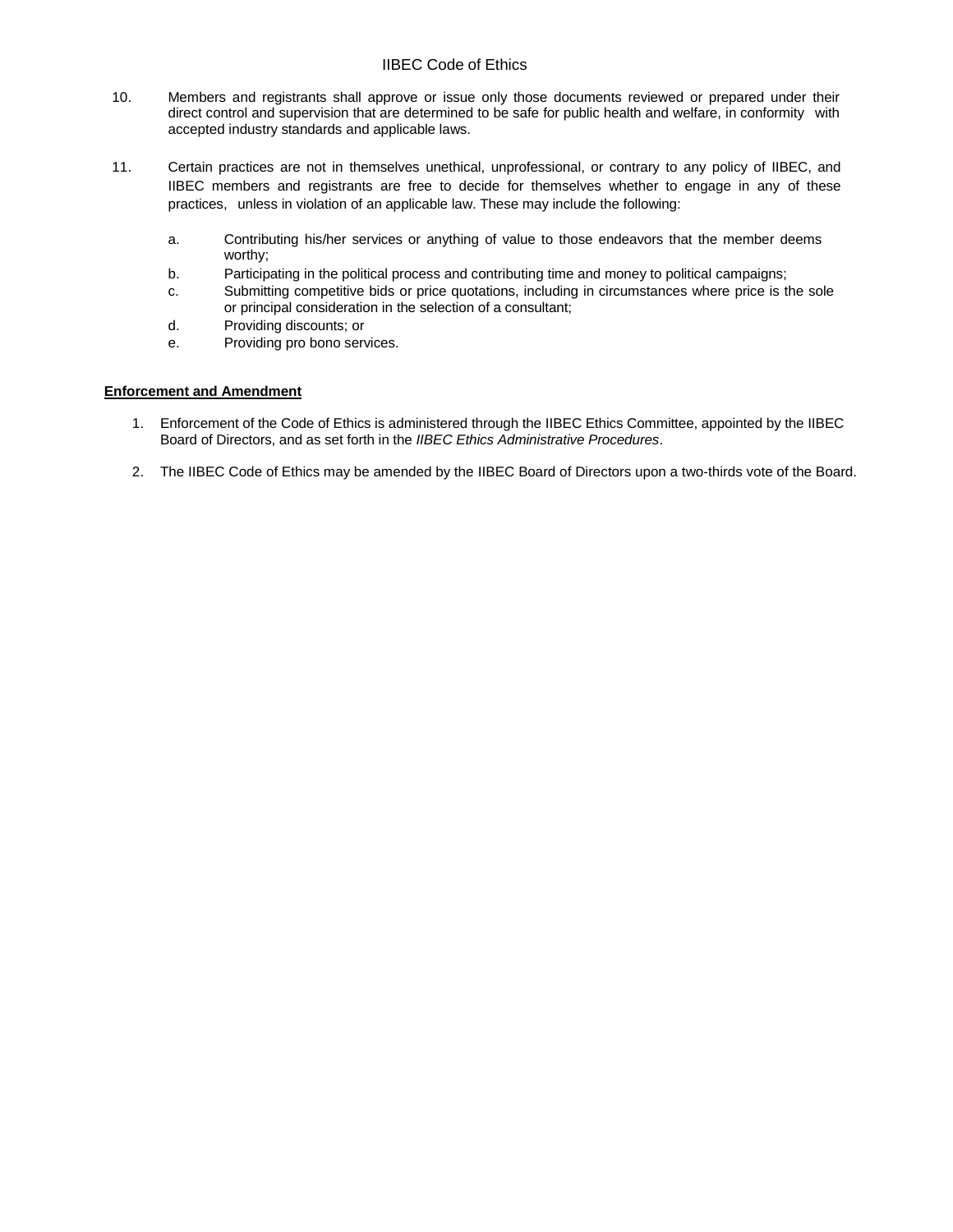10. Members and registrants shall approve or issue only those documents reviewed or prepared under their direct control and supervision that are determined to be safe for public health and welfare, in conformity with accepted industry standards and applicable laws.

11. Certain practices are not in themselves unethical, unprofessional, or contrary to any policy of IIBEC, and IIBEC members and registrants are free to decide for themselves whether to engage in any of these practices, unless in violation of an applicable law. These may include the following:

    a. Contributing his/her services or anything of value to those endeavors that the member deems worthy;
    b. Participating in the political process and contributing time and money to political campaigns;
    c. Submitting competitive bids or price quotations, including in circumstances where price is the sole or principal consideration in the selection of a consultant;
    d. Providing discounts; or
    e. Providing pro bono services.

**Enforcement and Amendment**

1. Enforcement of the Code of Ethics is administered through the IIBEC Ethics Committee, appointed by the IIBEC Board of Directors, and as set forth in the *IIBEC Ethics Administrative Procedures*.

2. The IIBEC Code of Ethics may be amended by the IIBEC Board of Directors upon a two-thirds vote of the Board.